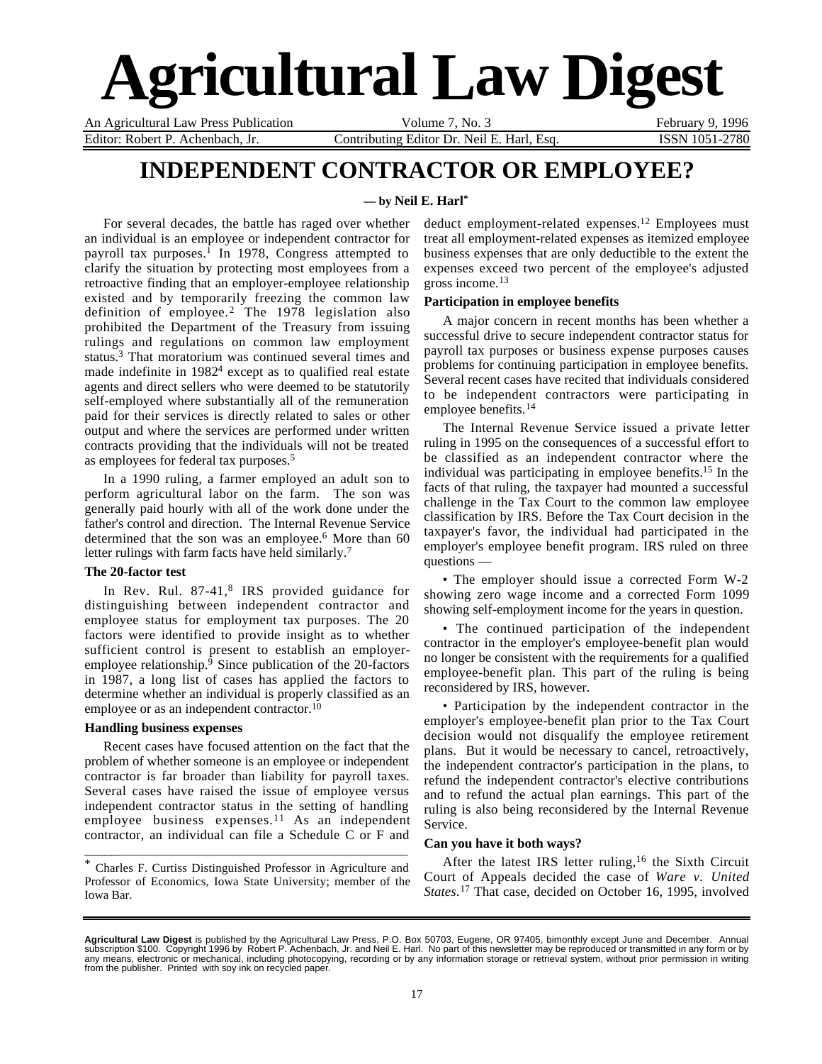# Agricultural Law Digest

An Agricultural Law Press Publication | Volume 7, No. 3 | February 9, 1996

Editor: Robert P. Achenbach, Jr. | Contributing Editor Dr. Neil E. Harl, Esq. | ISSN 1051-2780

## INDEPENDENT CONTRACTOR OR EMPLOYEE?

**— by Neil E. Harl***

For several decades, the battle has raged over whether an individual is an employee or independent contractor for payroll tax purposes.[1] In 1978, Congress attempted to clarify the situation by protecting most employees from a retroactive finding that an employer-employee relationship existed and by temporarily freezing the common law definition of employee.[2] The 1978 legislation also prohibited the Department of the Treasury from issuing rulings and regulations on common law employment status.[3] That moratorium was continued several times and made indefinite in 1982[4] except as to qualified real estate agents and direct sellers who were deemed to be statutorily self-employed where substantially all of the remuneration paid for their services is directly related to sales or other output and where the services are performed under written contracts providing that the individuals will not be treated as employees for federal tax purposes.[5]

In a 1990 ruling, a farmer employed an adult son to perform agricultural labor on the farm. The son was generally paid hourly with all of the work done under the father's control and direction. The Internal Revenue Service determined that the son was an employee.[6] More than 60 letter rulings with farm facts have held similarly.[7]

### The 20-factor test

In Rev. Rul. 87-41,[8] IRS provided guidance for distinguishing between independent contractor and employee status for employment tax purposes. The 20 factors were identified to provide insight as to whether sufficient control is present to establish an employer-employee relationship.[9] Since publication of the 20-factors in 1987, a long list of cases has applied the factors to determine whether an individual is properly classified as an employee or as an independent contractor.[10]

### Handling business expenses

Recent cases have focused attention on the fact that the problem of whether someone is an employee or independent contractor is far broader than liability for payroll taxes. Several cases have raised the issue of employee versus independent contractor status in the setting of handling employee business expenses.[11] As an independent contractor, an individual can file a Schedule C or F and deduct employment-related expenses.[12] Employees must treat all employment-related expenses as itemized employee business expenses that are only deductible to the extent the expenses exceed two percent of the employee's adjusted gross income.[13]

### Participation in employee benefits

A major concern in recent months has been whether a successful drive to secure independent contractor status for payroll tax purposes or business expense purposes causes problems for continuing participation in employee benefits. Several recent cases have recited that individuals considered to be independent contractors were participating in employee benefits.[14]

The Internal Revenue Service issued a private letter ruling in 1995 on the consequences of a successful effort to be classified as an independent contractor where the individual was participating in employee benefits.[15] In the facts of that ruling, the taxpayer had mounted a successful challenge in the Tax Court to the common law employee classification by IRS. Before the Tax Court decision in the taxpayer's favor, the individual had participated in the employer's employee benefit program. IRS ruled on three questions —

• The employer should issue a corrected Form W-2 showing zero wage income and a corrected Form 1099 showing self-employment income for the years in question.

• The continued participation of the independent contractor in the employer's employee-benefit plan would no longer be consistent with the requirements for a qualified employee-benefit plan. This part of the ruling is being reconsidered by IRS, however.

• Participation by the independent contractor in the employer's employee-benefit plan prior to the Tax Court decision would not disqualify the employee retirement plans. But it would be necessary to cancel, retroactively, the independent contractor's participation in the plans, to refund the independent contractor's elective contributions and to refund the actual plan earnings. This part of the ruling is also being reconsidered by the Internal Revenue Service.

### Can you have it both ways?

After the latest IRS letter ruling,[16] the Sixth Circuit Court of Appeals decided the case of *Ware v. United States*.[17] That case, decided on October 16, 1995, involved

---

\* Charles F. Curtiss Distinguished Professor in Agriculture and Professor of Economics, Iowa State University; member of the Iowa Bar.

---

**Agricultural Law Digest** is published by the Agricultural Law Press, P.O. Box 50703, Eugene, OR 97405, bimonthly except June and December. Annual subscription $100. Copyright 1996 by Robert P. Achenbach, Jr. and Neil E. Harl. No part of this newsletter may be reproduced or transmitted in any form or by any means, electronic or mechanical, including photocopying, recording or by any information storage or retrieval system, without prior permission in writing from the publisher. Printed with soy ink on recycled paper.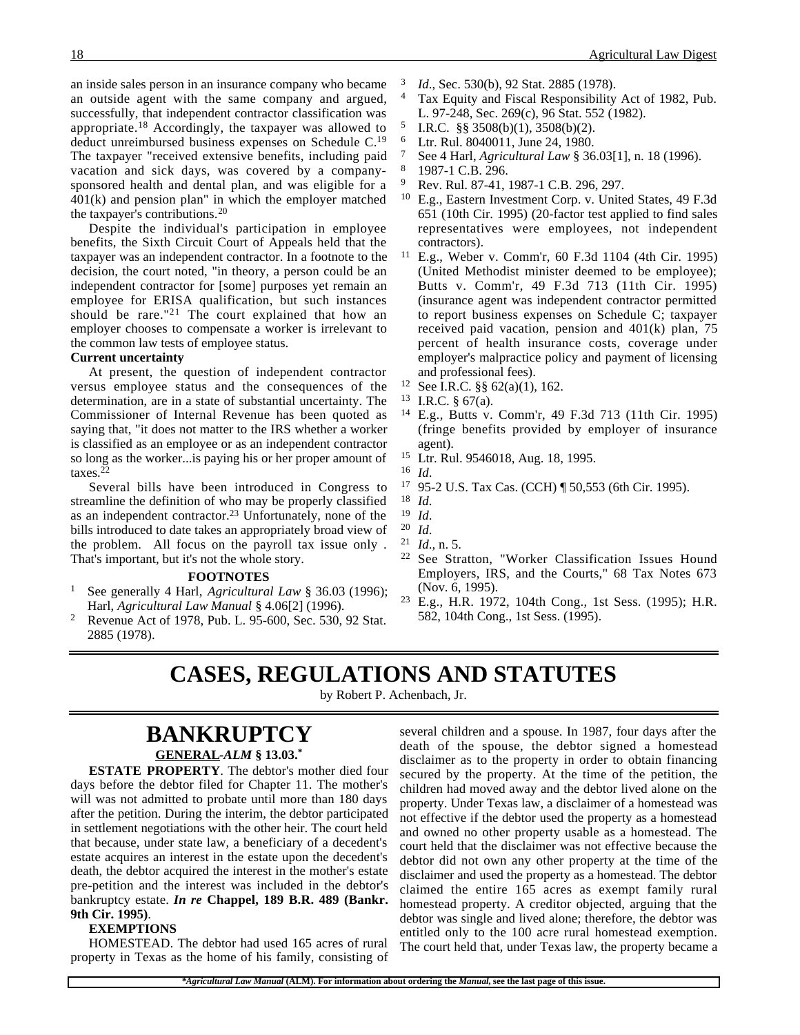an inside sales person in an insurance company who became an outside agent with the same company and argued, successfully, that independent contractor classification was appropriate.[18] Accordingly, the taxpayer was allowed to deduct unreimbursed business expenses on Schedule C.[19] The taxpayer "received extensive benefits, including paid vacation and sick days, was covered by a company-sponsored health and dental plan, and was eligible for a 401(k) and pension plan" in which the employer matched the taxpayer's contributions.[20]

Despite the individual's participation in employee benefits, the Sixth Circuit Court of Appeals held that the taxpayer was an independent contractor. In a footnote to the decision, the court noted, "in theory, a person could be an independent contractor for [some] purposes yet remain an employee for ERISA qualification, but such instances should be rare."[21] The court explained that how an employer chooses to compensate a worker is irrelevant to the common law tests of employee status.

**Current uncertainty**

At present, the question of independent contractor versus employee status and the consequences of the determination, are in a state of substantial uncertainty. The Commissioner of Internal Revenue has been quoted as saying that, "it does not matter to the IRS whether a worker is classified as an employee or as an independent contractor so long as the worker...is paying his or her proper amount of taxes.[22]

Several bills have been introduced in Congress to streamline the definition of who may be properly classified as an independent contractor.[23] Unfortunately, none of the bills introduced to date takes an appropriately broad view of the problem. All focus on the payroll tax issue only . That's important, but it's not the whole story.

#### FOOTNOTES

[1] See generally 4 Harl, *Agricultural Law* § 36.03 (1996); Harl, *Agricultural Law Manual* § 4.06[2] (1996).

[2] Revenue Act of 1978, Pub. L. 95-600, Sec. 530, 92 Stat. 2885 (1978).

[3] *Id*., Sec. 530(b), 92 Stat. 2885 (1978).

[4] Tax Equity and Fiscal Responsibility Act of 1982, Pub. L. 97-248, Sec. 269(c), 96 Stat. 552 (1982).

[5] I.R.C. §§ 3508(b)(1), 3508(b)(2).

[6] Ltr. Rul. 8040011, June 24, 1980.

[7] See 4 Harl, *Agricultural Law* § 36.03[1], n. 18 (1996).

[8] 1987-1 C.B. 296.

[9] Rev. Rul. 87-41, 1987-1 C.B. 296, 297.

[10] E.g., Eastern Investment Corp. v. United States, 49 F.3d 651 (10th Cir. 1995) (20-factor test applied to find sales representatives were employees, not independent contractors).

[11] E.g., Weber v. Comm'r, 60 F.3d 1104 (4th Cir. 1995) (United Methodist minister deemed to be employee); Butts v. Comm'r, 49 F.3d 713 (11th Cir. 1995) (insurance agent was independent contractor permitted to report business expenses on Schedule C; taxpayer received paid vacation, pension and 401(k) plan, 75 percent of health insurance costs, coverage under employer's malpractice policy and payment of licensing and professional fees).

[12] See I.R.C. §§ 62(a)(1), 162.

[13] I.R.C. § 67(a).

[14] E.g., Butts v. Comm'r, 49 F.3d 713 (11th Cir. 1995) (fringe benefits provided by employer of insurance agent).

[15] Ltr. Rul. 9546018, Aug. 18, 1995.

[16] *Id*.

[17] 95-2 U.S. Tax Cas. (CCH) ¶ 50,553 (6th Cir. 1995).

[18] *Id*.

[19] *Id*.

[20] *Id*.

[21] *Id*., n. 5.

[22] See Stratton, "Worker Classification Issues Hound Employers, IRS, and the Courts," 68 Tax Notes 673 (Nov. 6, 1995).

[23] E.g., H.R. 1972, 104th Cong., 1st Sess. (1995); H.R. 582, 104th Cong., 1st Sess. (1995).

# CASES, REGULATIONS AND STATUTES

by Robert P. Achenbach, Jr.

## BANKRUPTCY

### GENERAL -*ALM* § 13.03.*

**ESTATE PROPERTY**. The debtor's mother died four days before the debtor filed for Chapter 11. The mother's will was not admitted to probate until more than 180 days after the petition. During the interim, the debtor participated in settlement negotiations with the other heir. The court held that because, under state law, a beneficiary of a decedent's estate acquires an interest in the estate upon the decedent's death, the debtor acquired the interest in the mother's estate pre-petition and the interest was included in the debtor's bankruptcy estate. ***In re* Chappel, 189 B.R. 489 (Bankr. 9th Cir. 1995)**.

**EXEMPTIONS**

HOMESTEAD. The debtor had used 165 acres of rural property in Texas as the home of his family, consisting of several children and a spouse. In 1987, four days after the death of the spouse, the debtor signed a homestead disclaimer as to the property in order to obtain financing secured by the property. At the time of the petition, the children had moved away and the debtor lived alone on the property. Under Texas law, a disclaimer of a homestead was not effective if the debtor used the property as a homestead and owned no other property usable as a homestead. The court held that the disclaimer was not effective because the debtor did not own any other property at the time of the disclaimer and used the property as a homestead. The debtor claimed the entire 165 acres as exempt family rural homestead property. A creditor objected, arguing that the debtor was single and lived alone; therefore, the debtor was entitled only to the 100 acre rural homestead exemption. The court held that, under Texas law, the property became a

**Agricultural Law Manual* (ALM). For information about ordering the *Manual*, see the last page of this issue.